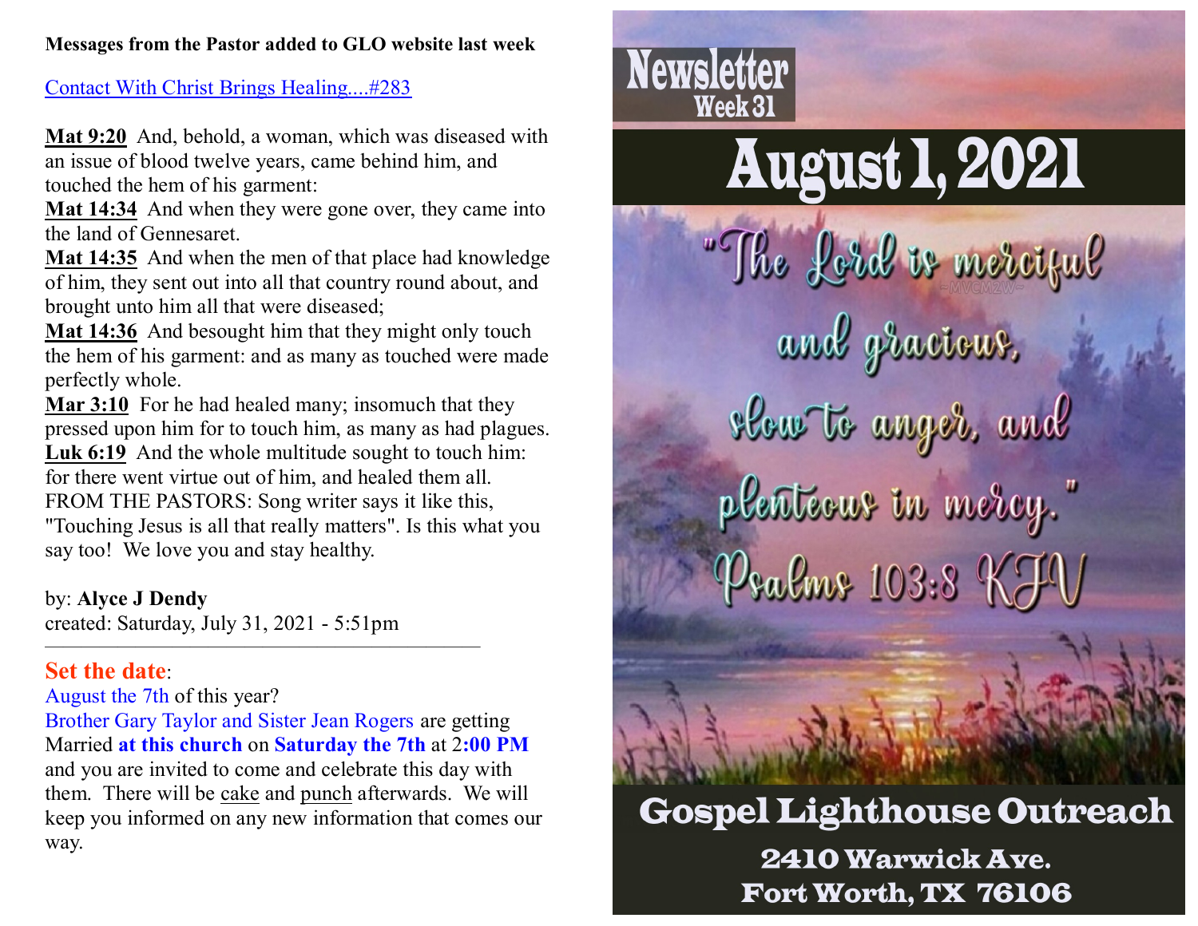**Messages from the Pastor added to GLO website last week**

[Contact With Christ Brings Healing....#283]

**Mat 9:20** And, behold, a woman, which was diseased with an issue of blood twelve years, came behind him, and touched the hem of his garment:
**Mat 14:34** And when they were gone over, they came into the land of Gennesaret.
**Mat 14:35** And when the men of that place had knowledge of him, they sent out into all that country round about, and brought unto him all that were diseased;
**Mat 14:36** And besought him that they might only touch the hem of his garment: and as many as touched were made perfectly whole.
**Mar 3:10** For he had healed many; insomuch that they pressed upon him for to touch him, as many as had plagues.
**Luk 6:19** And the whole multitude sought to touch him: for there went virtue out of him, and healed them all.
FROM THE PASTORS: Song writer says it like this, "Touching Jesus is all that really matters". Is this what you say too! We love you and stay healthy.

by: **Alyce J Dendy**
created: Saturday, July 31, 2021 - 5:51pm

---

**Set the date**:
August the 7th of this year?
Brother Gary Taylor and Sister Jean Rogers are getting Married **at this church** on **Saturday the 7th** at 2**:00 PM** and you are invited to come and celebrate this day with them. There will be cake and punch afterwards. We will keep you informed on any new information that comes our way.

# Newsletter
## Week 31

# August 1, 2021

"The Lord is merciful and gracious, slow to anger, and plenteous in mercy."
Psalms 103:8 KJV

## Gospel Lighthouse Outreach

2410 Warwick Ave.
Fort Worth, TX 76106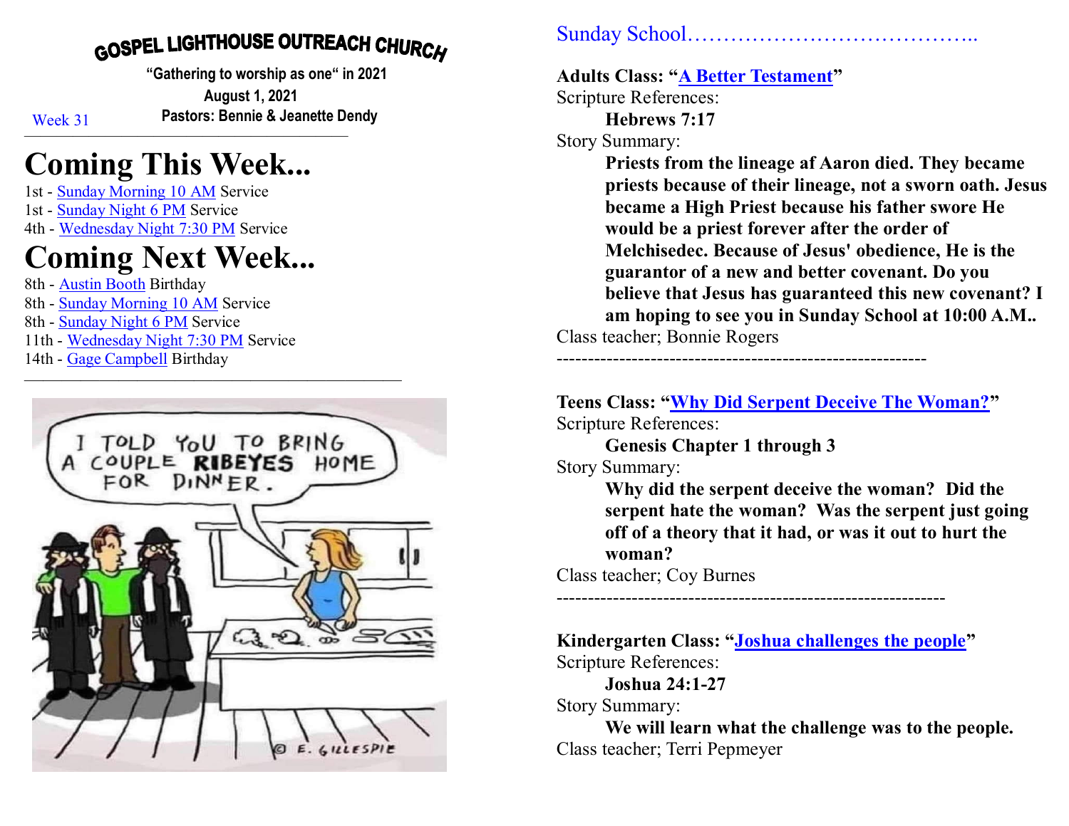# GOSPEL LIGHTHOUSE OUTREACH CHURCH

**"Gathering to worship as one" in 2021**

**August 1, 2021**

Week 31 **Pastors: Bennie & Jeanette Dendy**

---

# Coming This Week...

1st - Sunday Morning 10 AM Service
1st - Sunday Night 6 PM Service
4th - Wednesday Night 7:30 PM Service

# Coming Next Week...

8th - Austin Booth Birthday
8th - Sunday Morning 10 AM Service
8th - Sunday Night 6 PM Service
11th - Wednesday Night 7:30 PM Service
14th - Gage Campbell Birthday

---

## Sunday School…………………………………..

**Adults Class: "A Better Testament"**

Scripture References:

**Hebrews 7:17**

Story Summary:

**Priests from the lineage af Aaron died. They became priests because of their lineage, not a sworn oath. Jesus became a High Priest because his father swore He would be a priest forever after the order of Melchisedec. Because of Jesus' obedience, He is the guarantor of a new and better covenant. Do you believe that Jesus has guaranteed this new covenant? I am hoping to see you in Sunday School at 10:00 A.M..**

Class teacher; Bonnie Rogers

---

**Teens Class: "Why Did Serpent Deceive The Woman?"**

Scripture References:

**Genesis Chapter 1 through 3**

Story Summary:

**Why did the serpent deceive the woman? Did the serpent hate the woman? Was the serpent just going off of a theory that it had, or was it out to hurt the woman?**

Class teacher; Coy Burnes

---

**Kindergarten Class: "Joshua challenges the people"**

Scripture References:

**Joshua 24:1-27**

Story Summary:

**We will learn what the challenge was to the people.**

Class teacher; Terri Pepmeyer